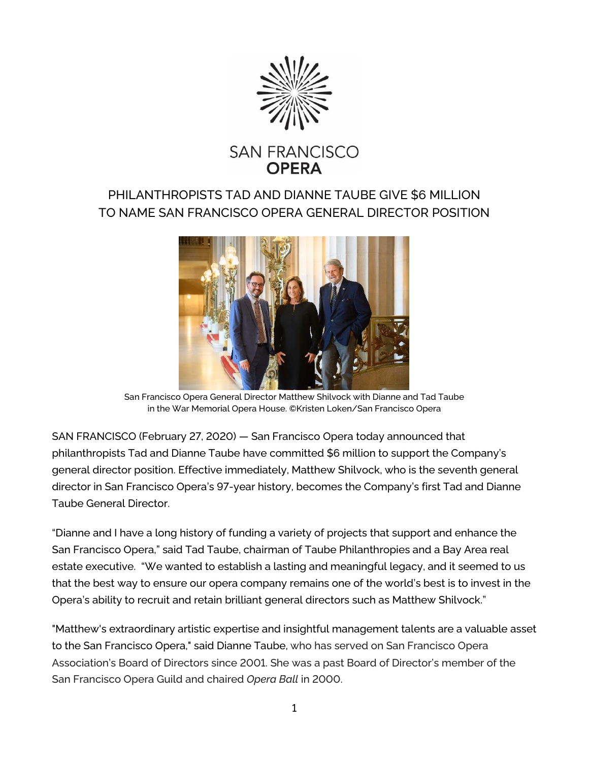SAN FRANCISCO
**OPERA**

# PHILANTHROPISTS TAD AND DIANNE TAUBE GIVE $6 MILLION TO NAME SAN FRANCISCO OPERA GENERAL DIRECTOR POSITION

San Francisco Opera General Director Matthew Shilvock with Dianne and Tad Taube in the War Memorial Opera House. ©Kristen Loken/San Francisco Opera

SAN FRANCISCO (February 27, 2020) — San Francisco Opera today announced that philanthropists Tad and Dianne Taube have committed $6 million to support the Company's general director position. Effective immediately, Matthew Shilvock, who is the seventh general director in San Francisco Opera's 97-year history, becomes the Company's first Tad and Dianne Taube General Director.

"Dianne and I have a long history of funding a variety of projects that support and enhance the San Francisco Opera," said Tad Taube, chairman of Taube Philanthropies and a Bay Area real estate executive. "We wanted to establish a lasting and meaningful legacy, and it seemed to us that the best way to ensure our opera company remains one of the world's best is to invest in the Opera's ability to recruit and retain brilliant general directors such as Matthew Shilvock."

"Matthew's extraordinary artistic expertise and insightful management talents are a valuable asset to the San Francisco Opera," said Dianne Taube, who has served on San Francisco Opera Association's Board of Directors since 2001. She was a past Board of Director's member of the San Francisco Opera Guild and chaired *Opera Ball* in 2000.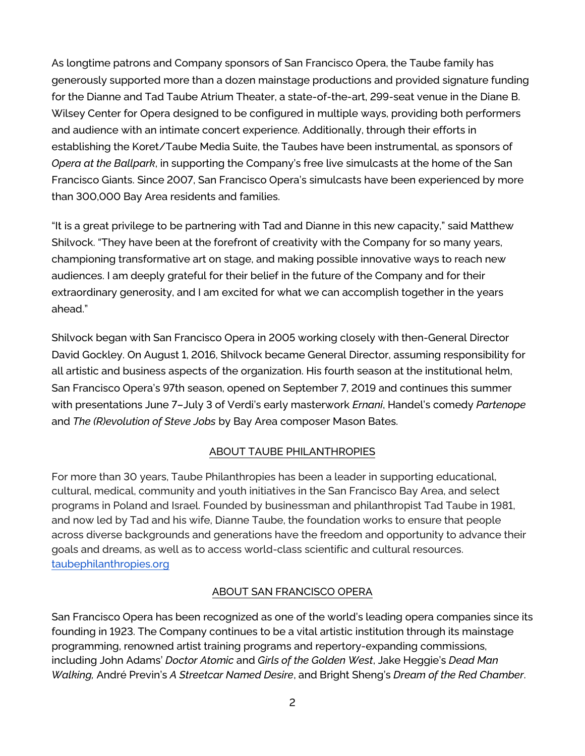As longtime patrons and Company sponsors of San Francisco Opera, the Taube family has generously supported more than a dozen mainstage productions and provided signature funding for the Dianne and Tad Taube Atrium Theater, a state-of-the-art, 299-seat venue in the Diane B. Wilsey Center for Opera designed to be configured in multiple ways, providing both performers and audience with an intimate concert experience. Additionally, through their efforts in establishing the Koret/Taube Media Suite, the Taubes have been instrumental, as sponsors of *Opera at the Ballpark*, in supporting the Company's free live simulcasts at the home of the San Francisco Giants. Since 2007, San Francisco Opera's simulcasts have been experienced by more than 300,000 Bay Area residents and families.

"It is a great privilege to be partnering with Tad and Dianne in this new capacity," said Matthew Shilvock. "They have been at the forefront of creativity with the Company for so many years, championing transformative art on stage, and making possible innovative ways to reach new audiences. I am deeply grateful for their belief in the future of the Company and for their extraordinary generosity, and I am excited for what we can accomplish together in the years ahead."

Shilvock began with San Francisco Opera in 2005 working closely with then-General Director David Gockley. On August 1, 2016, Shilvock became General Director, assuming responsibility for all artistic and business aspects of the organization. His fourth season at the institutional helm, San Francisco Opera's 97th season, opened on September 7, 2019 and continues this summer with presentations June 7–July 3 of Verdi's early masterwork *Ernani*, Handel's comedy *Partenope* and *The (R)evolution of Steve Jobs* by Bay Area composer Mason Bates.

## ABOUT TAUBE PHILANTHROPIES

For more than 30 years, Taube Philanthropies has been a leader in supporting educational, cultural, medical, community and youth initiatives in the San Francisco Bay Area, and select programs in Poland and Israel. Founded by businessman and philanthropist Tad Taube in 1981, and now led by Tad and his wife, Dianne Taube, the foundation works to ensure that people across diverse backgrounds and generations have the freedom and opportunity to advance their goals and dreams, as well as to access world-class scientific and cultural resources. [taubephilanthropies.org](taubephilanthropies.org)

## ABOUT SAN FRANCISCO OPERA

San Francisco Opera has been recognized as one of the world's leading opera companies since its founding in 1923. The Company continues to be a vital artistic institution through its mainstage programming, renowned artist training programs and repertory-expanding commissions, including John Adams' *Doctor Atomic* and *Girls of the Golden West*, Jake Heggie's *Dead Man Walking,* André Previn's *A Streetcar Named Desire*, and Bright Sheng's *Dream of the Red Chamber*.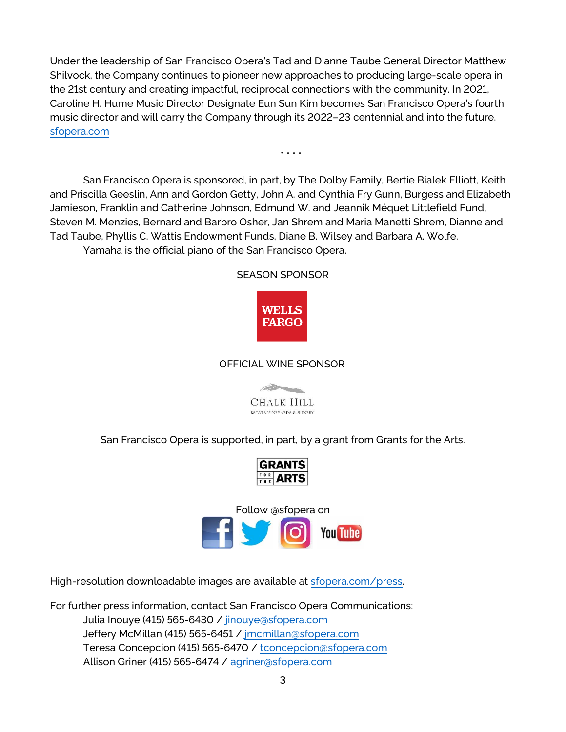Under the leadership of San Francisco Opera's Tad and Dianne Taube General Director Matthew Shilvock, the Company continues to pioneer new approaches to producing large-scale opera in the 21st century and creating impactful, reciprocal connections with the community. In 2021, Caroline H. Hume Music Director Designate Eun Sun Kim becomes San Francisco Opera's fourth music director and will carry the Company through its 2022–23 centennial and into the future. [sfopera.com](https://sfopera.com)

\* \* \* \*

San Francisco Opera is sponsored, in part, by The Dolby Family, Bertie Bialek Elliott, Keith and Priscilla Geeslin, Ann and Gordon Getty, John A. and Cynthia Fry Gunn, Burgess and Elizabeth Jamieson, Franklin and Catherine Johnson, Edmund W. and Jeannik Méquet Littlefield Fund, Steven M. Menzies, Bernard and Barbro Osher, Jan Shrem and Maria Manetti Shrem, Dianne and Tad Taube, Phyllis C. Wattis Endowment Funds, Diane B. Wilsey and Barbara A. Wolfe.

Yamaha is the official piano of the San Francisco Opera.

SEASON SPONSOR

WELLS FARGO

OFFICIAL WINE SPONSOR

CHALK HILL
ESTATE VINEYARDS & WINERY

San Francisco Opera is supported, in part, by a grant from Grants for the Arts.

GRANTS FOR THE ARTS

Follow @sfopera on

High-resolution downloadable images are available at [sfopera.com/press](https://sfopera.com/press).

For further press information, contact San Francisco Opera Communications:

Julia Inouye (415) 565-6430 / jinouye@sfopera.com
Jeffery McMillan (415) 565-6451 / jmcmillan@sfopera.com
Teresa Concepcion (415) 565-6470 / tconcepcion@sfopera.com
Allison Griner (415) 565-6474 / agriner@sfopera.com